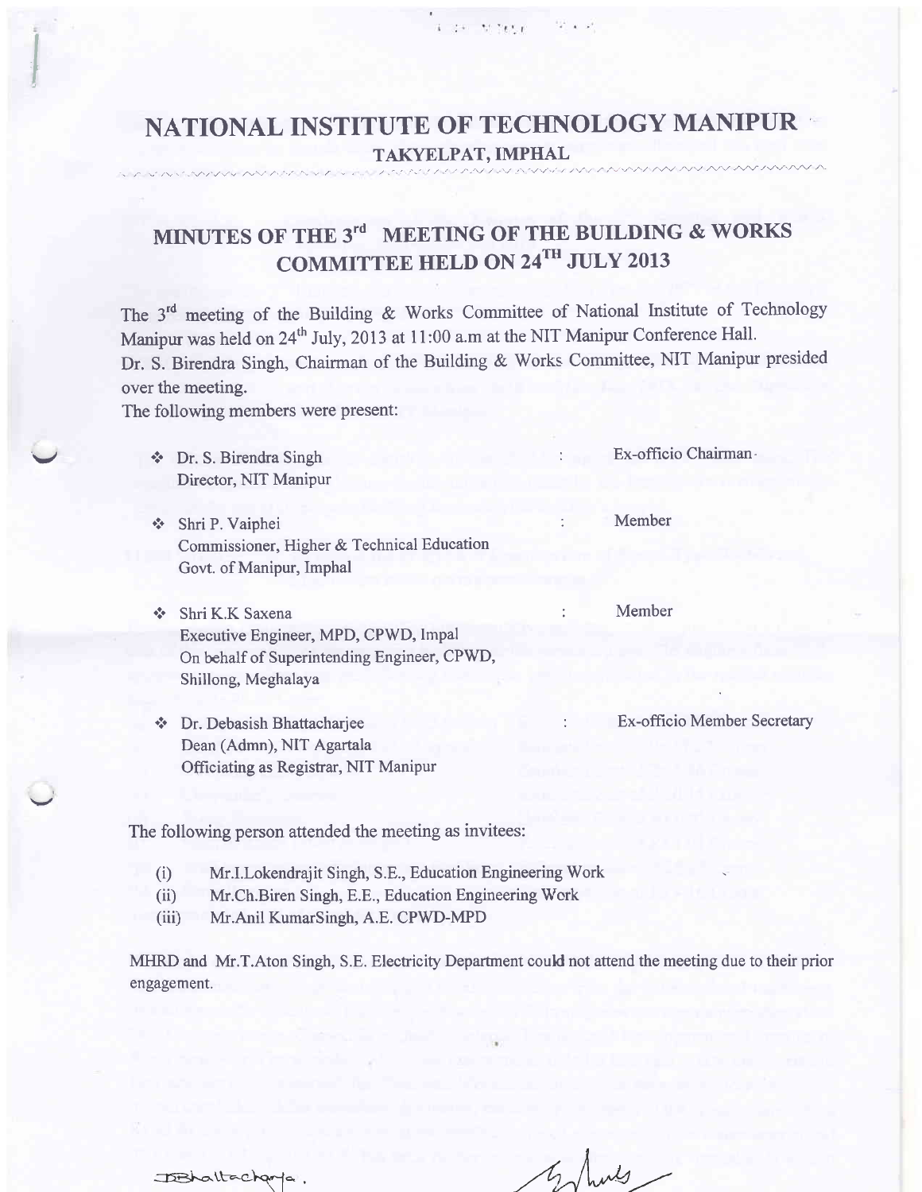# NATIONAL INSTITUTE OF TECHNOLOGY MANIPUR

TAKYELPAT, IMPHAL

## MINUTES OF THE 3rd MEETING OF THE BUILDING & WORKS COMMITTEE HELD ON 24TH JULY 2013

The 3rd meeting of the Building & Works Committee of National Institute of Technology Manipur was held on 24th July, 2013 at 11:00 a.m at the NIT Manipur Conference Hall. Dr. S. Birendra Singh, Chairman of the Building & Works Committee, NIT Manipur presided over the meeting.

The following members were present:

- Dr. S. Birendra Singh, Director, NIT Manipur : Ex-officio Chairman
- Shri P. Vaiphei, Commissioner, Higher & Technical Education, Govt. of Manipur, Imphal : Member
- Shri K.K Saxena, Executive Engineer, MPD, CPWD, Impal, On behalf of Superintending Engineer, CPWD, Shillong, Meghalaya : Member
- Dr. Debasish Bhattacharjee, Dean (Admn), NIT Agartala, Officiating as Registrar, NIT Manipur : Ex-officio Member Secretary

The following person attended the meeting as invitees:

(i) Mr.I.Lokendrajit Singh, S.E., Education Engineering Work
(ii) Mr.Ch.Biren Singh, E.E., Education Engineering Work
(iii) Mr.Anil KumarSingh, A.E. CPWD-MPD

MHRD and Mr.T.Aton Singh, S.E. Electricity Department could not attend the meeting due to their prior engagement.

DBhattacharya.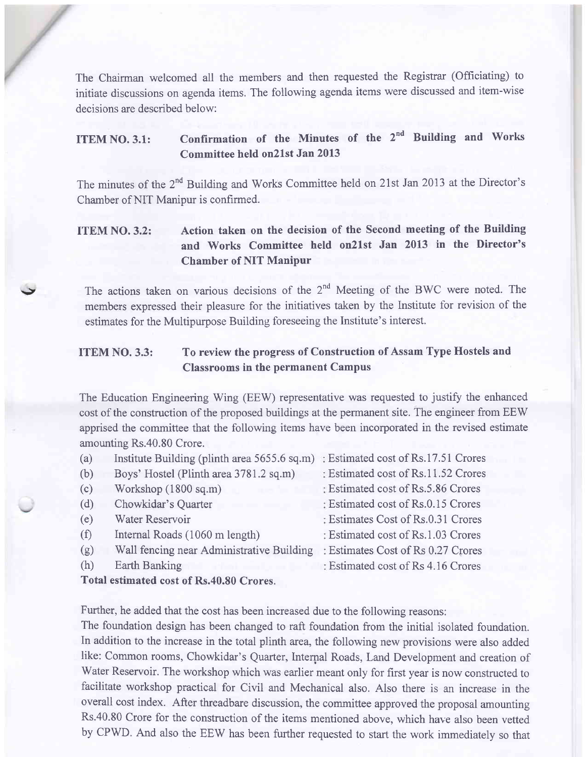The Chairman welcomed all the members and then requested the Registrar (Officiating) to initiate discussions on agenda items. The following agenda items were discussed and item-wise decisions are described below:

**ITEM NO. 3.1: Confirmation of the Minutes of the 2nd Building and Works Committee held on21st Jan 2013**

The minutes of the 2nd Building and Works Committee held on 21st Jan 2013 at the Director's Chamber of NIT Manipur is confirmed.

**ITEM NO. 3.2: Action taken on the decision of the Second meeting of the Building and Works Committee held on21st Jan 2013 in the Director's Chamber of NIT Manipur**

The actions taken on various decisions of the 2nd Meeting of the BWC were noted. The members expressed their pleasure for the initiatives taken by the Institute for revision of the estimates for the Multipurpose Building foreseeing the Institute's interest.

**ITEM NO. 3.3: To review the progress of Construction of Assam Type Hostels and Classrooms in the permanent Campus**

The Education Engineering Wing (EEW) representative was requested to justify the enhanced cost of the construction of the proposed buildings at the permanent site. The engineer from EEW apprised the committee that the following items have been incorporated in the revised estimate amounting Rs.40.80 Crore.

(a) Institute Building (plinth area 5655.6 sq.m) : Estimated cost of Rs.17.51 Crores
(b) Boys' Hostel (Plinth area 3781.2 sq.m) : Estimated cost of Rs.11.52 Crores
(c) Workshop (1800 sq.m) : Estimated cost of Rs.5.86 Crores
(d) Chowkidar's Quarter : Estimated cost of Rs.0.15 Crores
(e) Water Reservoir : Estimates Cost of Rs.0.31 Crores
(f) Internal Roads (1060 m length) : Estimated cost of Rs.1.03 Crores
(g) Wall fencing near Administrative Building : Estimates Cost of Rs 0.27 Crores
(h) Earth Banking : Estimated cost of Rs 4.16 Crores

**Total estimated cost of Rs.40.80 Crores.**

Further, he added that the cost has been increased due to the following reasons:
The foundation design has been changed to raft foundation from the initial isolated foundation. In addition to the increase in the total plinth area, the following new provisions were also added like: Common rooms, Chowkidar's Quarter, Internal Roads, Land Development and creation of Water Reservoir. The workshop which was earlier meant only for first year is now constructed to facilitate workshop practical for Civil and Mechanical also. Also there is an increase in the overall cost index. After threadbare discussion, the committee approved the proposal amounting Rs.40.80 Crore for the construction of the items mentioned above, which have also been vetted by CPWD. And also the EEW has been further requested to start the work immediately so that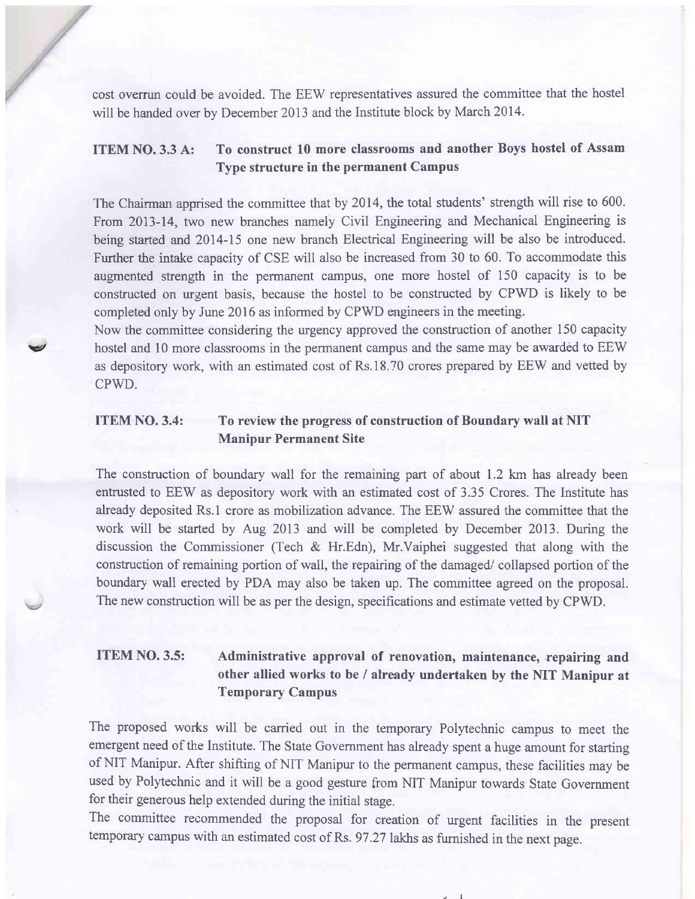cost overrun could be avoided. The EEW representatives assured the committee that the hostel will be handed over by December 2013 and the Institute block by March 2014.

### ITEM NO. 3.3 A: To construct 10 more classrooms and another Boys hostel of Assam Type structure in the permanent Campus

The Chairman apprised the committee that by 2014, the total students' strength will rise to 600. From 2013-14, two new branches namely Civil Engineering and Mechanical Engineering is being started and 2014-15 one new branch Electrical Engineering will be also be introduced. Further the intake capacity of CSE will also be increased from 30 to 60. To accommodate this augmented strength in the permanent campus, one more hostel of 150 capacity is to be constructed on urgent basis, because the hostel to be constructed by CPWD is likely to be completed only by June 2016 as informed by CPWD engineers in the meeting.

Now the committee considering the urgency approved the construction of another 150 capacity hostel and 10 more classrooms in the permanent campus and the same may be awarded to EEW as depository work, with an estimated cost of Rs.18.70 crores prepared by EEW and vetted by CPWD.

### ITEM NO. 3.4: To review the progress of construction of Boundary wall at NIT Manipur Permanent Site

The construction of boundary wall for the remaining part of about 1.2 km has already been entrusted to EEW as depository work with an estimated cost of 3.35 Crores. The Institute has already deposited Rs.1 crore as mobilization advance. The EEW assured the committee that the work will be started by Aug 2013 and will be completed by December 2013. During the discussion the Commissioner (Tech & Hr.Edn), Mr.Vaiphei suggested that along with the construction of remaining portion of wall, the repairing of the damaged/ collapsed portion of the boundary wall erected by PDA may also be taken up. The committee agreed on the proposal. The new construction will be as per the design, specifications and estimate vetted by CPWD.

### ITEM NO. 3.5: Administrative approval of renovation, maintenance, repairing and other allied works to be / already undertaken by the NIT Manipur at Temporary Campus

The proposed works will be carried out in the temporary Polytechnic campus to meet the emergent need of the Institute. The State Government has already spent a huge amount for starting of NIT Manipur. After shifting of NIT Manipur to the permanent campus, these facilities may be used by Polytechnic and it will be a good gesture from NIT Manipur towards State Government for their generous help extended during the initial stage.

The committee recommended the proposal for creation of urgent facilities in the present temporary campus with an estimated cost of Rs. 97.27 lakhs as furnished in the next page.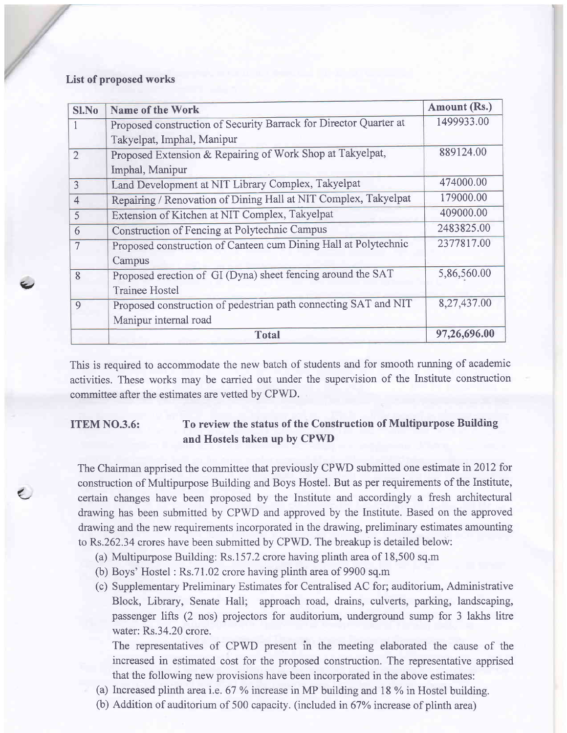**List of proposed works**

| Sl.No | Name of the Work | Amount (Rs.) |
|---|---|---|
| 1 | Proposed construction of Security Barrack for Director Quarter at Takyelpat, Imphal, Manipur | 1499933.00 |
| 2 | Proposed Extension & Repairing of Work Shop at Takyelpat, Imphal, Manipur | 889124.00 |
| 3 | Land Development at NIT Library Complex, Takyelpat | 474000.00 |
| 4 | Repairing / Renovation of Dining Hall at NIT Complex, Takyelpat | 179000.00 |
| 5 | Extension of Kitchen at NIT Complex, Takyelpat | 409000.00 |
| 6 | Construction of Fencing at Polytechnic Campus | 2483825.00 |
| 7 | Proposed construction of Canteen cum Dining Hall at Polytechnic Campus | 2377817.00 |
| 8 | Proposed erection of GI (Dyna) sheet fencing around the SAT Trainee Hostel | 5,86,560.00 |
| 9 | Proposed construction of pedestrian path connecting SAT and NIT Manipur internal road | 8,27,437.00 |
| | **Total** | **97,26,696.00** |

This is required to accommodate the new batch of students and for smooth running of academic activities. These works may be carried out under the supervision of the Institute construction committee after the estimates are vetted by CPWD.

**ITEM NO.3.6: To review the status of the Construction of Multipurpose Building and Hostels taken up by CPWD**

The Chairman apprised the committee that previously CPWD submitted one estimate in 2012 for construction of Multipurpose Building and Boys Hostel. But as per requirements of the Institute, certain changes have been proposed by the Institute and accordingly a fresh architectural drawing has been submitted by CPWD and approved by the Institute. Based on the approved drawing and the new requirements incorporated in the drawing, preliminary estimates amounting to Rs.262.34 crores have been submitted by CPWD. The breakup is detailed below:

(a) Multipurpose Building: Rs.157.2 crore having plinth area of 18,500 sq.m

(b) Boys' Hostel : Rs.71.02 crore having plinth area of 9900 sq.m

(c) Supplementary Preliminary Estimates for Centralised AC for; auditorium, Administrative Block, Library, Senate Hall; approach road, drains, culverts, parking, landscaping, passenger lifts (2 nos) projectors for auditorium, underground sump for 3 lakhs litre water: Rs.34.20 crore.

The representatives of CPWD present in the meeting elaborated the cause of the increased in estimated cost for the proposed construction. The representative apprised that the following new provisions have been incorporated in the above estimates:

(a) Increased plinth area i.e. 67 % increase in MP building and 18 % in Hostel building.

(b) Addition of auditorium of 500 capacity. (included in 67% increase of plinth area)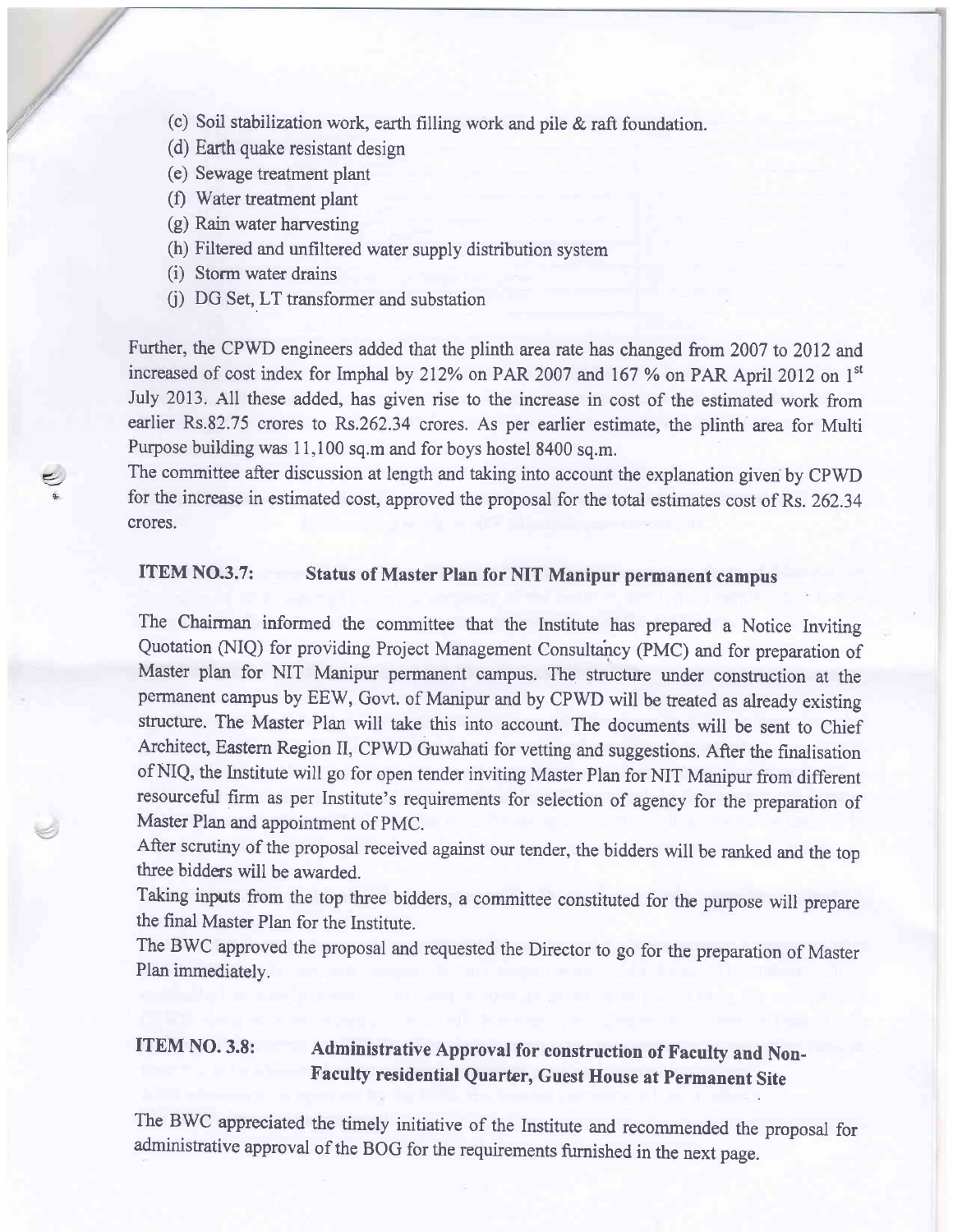(c) Soil stabilization work, earth filling work and pile & raft foundation.
(d) Earth quake resistant design
(e) Sewage treatment plant
(f) Water treatment plant
(g) Rain water harvesting
(h) Filtered and unfiltered water supply distribution system
(i) Storm water drains
(j) DG Set, LT transformer and substation

Further, the CPWD engineers added that the plinth area rate has changed from 2007 to 2012 and increased of cost index for Imphal by 212% on PAR 2007 and 167 % on PAR April 2012 on 1st July 2013. All these added, has given rise to the increase in cost of the estimated work from earlier Rs.82.75 crores to Rs.262.34 crores. As per earlier estimate, the plinth area for Multi Purpose building was 11,100 sq.m and for boys hostel 8400 sq.m.

The committee after discussion at length and taking into account the explanation given by CPWD for the increase in estimated cost, approved the proposal for the total estimates cost of Rs. 262.34 crores.

**ITEM NO.3.7: Status of Master Plan for NIT Manipur permanent campus**

The Chairman informed the committee that the Institute has prepared a Notice Inviting Quotation (NIQ) for providing Project Management Consultancy (PMC) and for preparation of Master plan for NIT Manipur permanent campus. The structure under construction at the permanent campus by EEW, Govt. of Manipur and by CPWD will be treated as already existing structure. The Master Plan will take this into account. The documents will be sent to Chief Architect, Eastern Region II, CPWD Guwahati for vetting and suggestions. After the finalisation of NIQ, the Institute will go for open tender inviting Master Plan for NIT Manipur from different resourceful firm as per Institute's requirements for selection of agency for the preparation of Master Plan and appointment of PMC.

After scrutiny of the proposal received against our tender, the bidders will be ranked and the top three bidders will be awarded.

Taking inputs from the top three bidders, a committee constituted for the purpose will prepare the final Master Plan for the Institute.

The BWC approved the proposal and requested the Director to go for the preparation of Master Plan immediately.

**ITEM NO. 3.8: Administrative Approval for construction of Faculty and Non-Faculty residential Quarter, Guest House at Permanent Site**

The BWC appreciated the timely initiative of the Institute and recommended the proposal for administrative approval of the BOG for the requirements furnished in the next page.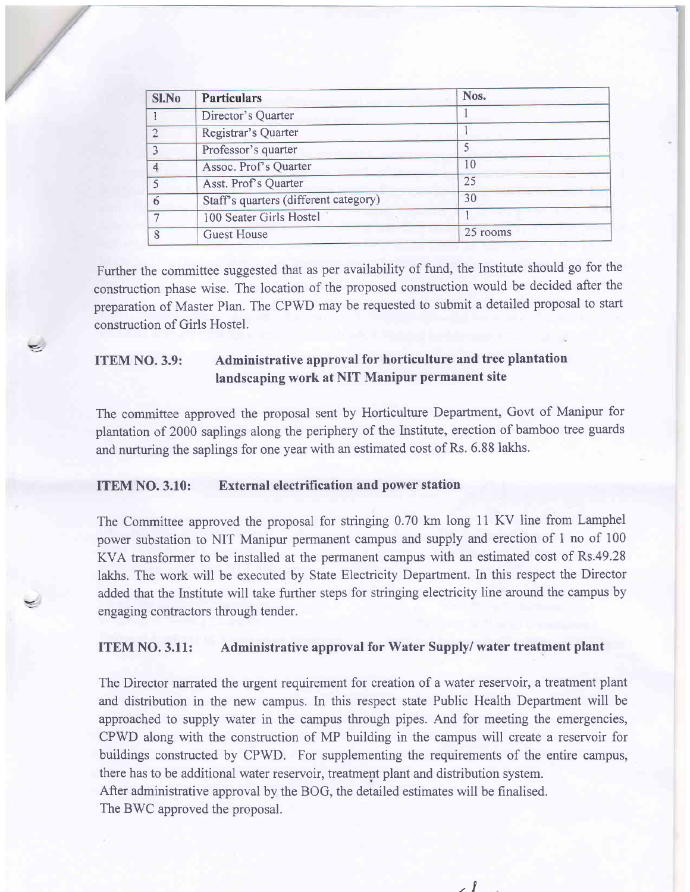| Sl.No | Particulars | Nos. |
| --- | --- | --- |
| 1 | Director's Quarter | 1 |
| 2 | Registrar's Quarter | 1 |
| 3 | Professor's quarter | 5 |
| 4 | Assoc. Prof's Quarter | 10 |
| 5 | Asst. Prof's Quarter | 25 |
| 6 | Staff's quarters (different category) | 30 |
| 7 | 100 Seater Girls Hostel | 1 |
| 8 | Guest House | 25 rooms |

Further the committee suggested that as per availability of fund, the Institute should go for the construction phase wise. The location of the proposed construction would be decided after the preparation of Master Plan. The CPWD may be requested to submit a detailed proposal to start construction of Girls Hostel.

**ITEM NO. 3.9: Administrative approval for horticulture and tree plantation landscaping work at NIT Manipur permanent site**

The committee approved the proposal sent by Horticulture Department, Govt of Manipur for plantation of 2000 saplings along the periphery of the Institute, erection of bamboo tree guards and nurturing the saplings for one year with an estimated cost of Rs. 6.88 lakhs.

**ITEM NO. 3.10: External electrification and power station**

The Committee approved the proposal for stringing 0.70 km long 11 KV line from Lamphel power substation to NIT Manipur permanent campus and supply and erection of 1 no of 100 KVA transformer to be installed at the permanent campus with an estimated cost of Rs.49.28 lakhs. The work will be executed by State Electricity Department. In this respect the Director added that the Institute will take further steps for stringing electricity line around the campus by engaging contractors through tender.

**ITEM NO. 3.11: Administrative approval for Water Supply/ water treatment plant**

The Director narrated the urgent requirement for creation of a water reservoir, a treatment plant and distribution in the new campus. In this respect state Public Health Department will be approached to supply water in the campus through pipes. And for meeting the emergencies, CPWD along with the construction of MP building in the campus will create a reservoir for buildings constructed by CPWD. For supplementing the requirements of the entire campus, there has to be additional water reservoir, treatment plant and distribution system.

After administrative approval by the BOG, the detailed estimates will be finalised.

The BWC approved the proposal.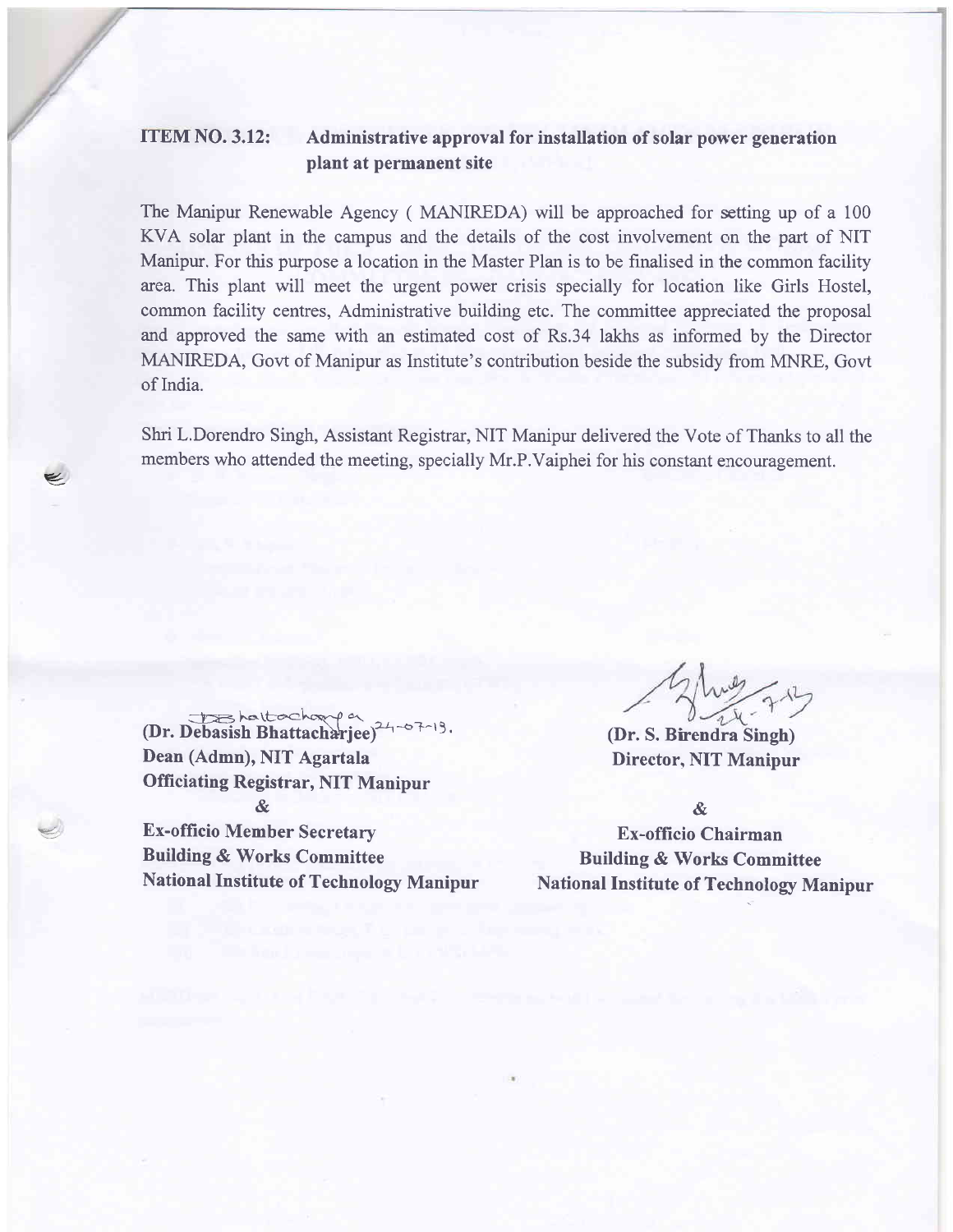**ITEM NO. 3.12: Administrative approval for installation of solar power generation plant at permanent site**

The Manipur Renewable Agency ( MANIREDA) will be approached for setting up of a 100 KVA solar plant in the campus and the details of the cost involvement on the part of NIT Manipur. For this purpose a location in the Master Plan is to be finalised in the common facility area. This plant will meet the urgent power crisis specially for location like Girls Hostel, common facility centres, Administrative building etc. The committee appreciated the proposal and approved the same with an estimated cost of Rs.34 lakhs as informed by the Director MANIREDA, Govt of Manipur as Institute's contribution beside the subsidy from MNRE, Govt of India.

Shri L.Dorendro Singh, Assistant Registrar, NIT Manipur delivered the Vote of Thanks to all the members who attended the meeting, specially Mr.P.Vaiphei for his constant encouragement.

| | |
|---|---|
| D Bhattacharjee 24-07-13. | 24-7-13 |
| **(Dr. Debasish Bhattacharjee)** | **(Dr. S. Birendra Singh)** |
| **Dean (Admn), NIT Agartala** | **Director, NIT Manipur** |
| **Officiating Registrar, NIT Manipur** | |
| **&** | **&** |
| **Ex-officio Member Secretary** | **Ex-officio Chairman** |
| **Building & Works Committee** | **Building & Works Committee** |
| **National Institute of Technology Manipur** | **National Institute of Technology Manipur** |